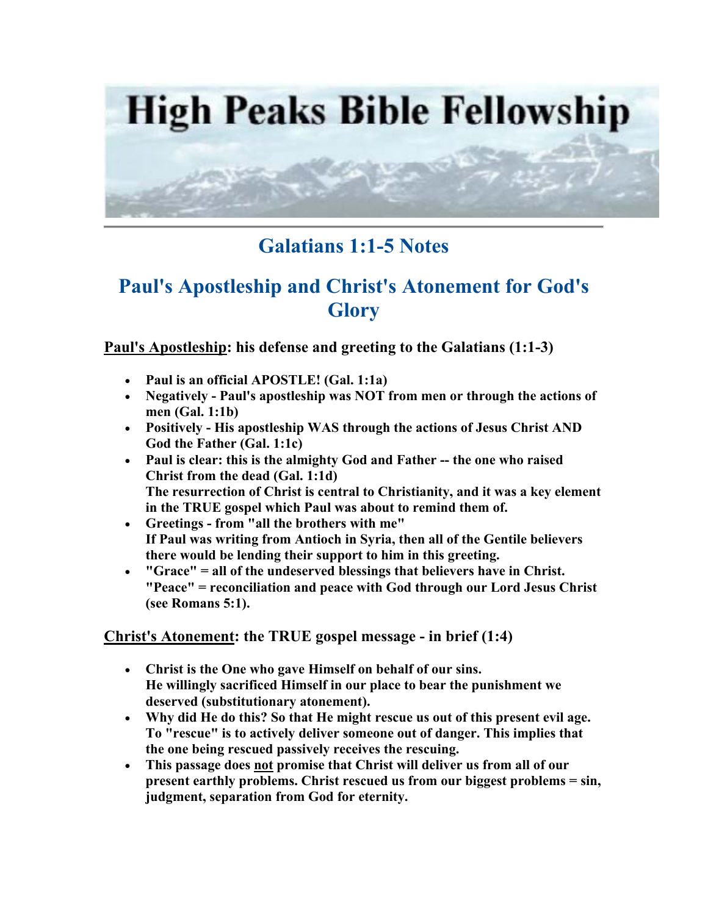# High Peaks Bible Fellowship

## Galatians 1:1-5 Notes

## Paul's Apostleship and Christ's Atonement for God's Glory

**<u>Paul's Apostleship</u>: his defense and greeting to the Galatians (1:1-3)**

- **Paul is an official APOSTLE! (Gal. 1:1a)**
- **Negatively - Paul's apostleship was NOT from men or through the actions of men (Gal. 1:1b)**
- **Positively - His apostleship WAS through the actions of Jesus Christ AND God the Father (Gal. 1:1c)**
- **Paul is clear: this is the almighty God and Father -- the one who raised Christ from the dead (Gal. 1:1d)**
  **The resurrection of Christ is central to Christianity, and it was a key element in the TRUE gospel which Paul was about to remind them of.**
- **Greetings - from "all the brothers with me"**
  **If Paul was writing from Antioch in Syria, then all of the Gentile believers there would be lending their support to him in this greeting.**
- **"Grace" = all of the undeserved blessings that believers have in Christ.**
  **"Peace" = reconciliation and peace with God through our Lord Jesus Christ (see Romans 5:1).**

**<u>Christ's Atonement</u>: the TRUE gospel message - in brief (1:4)**

- **Christ is the One who gave Himself on behalf of our sins.**
  **He willingly sacrificed Himself in our place to bear the punishment we deserved (substitutionary atonement).**
- **Why did He do this? So that He might rescue us out of this present evil age.**
  **To "rescue" is to actively deliver someone out of danger. This implies that the one being rescued passively receives the rescuing.**
- **This passage does <u>not</u> promise that Christ will deliver us from all of our present earthly problems. Christ rescued us from our biggest problems = sin, judgment, separation from God for eternity.**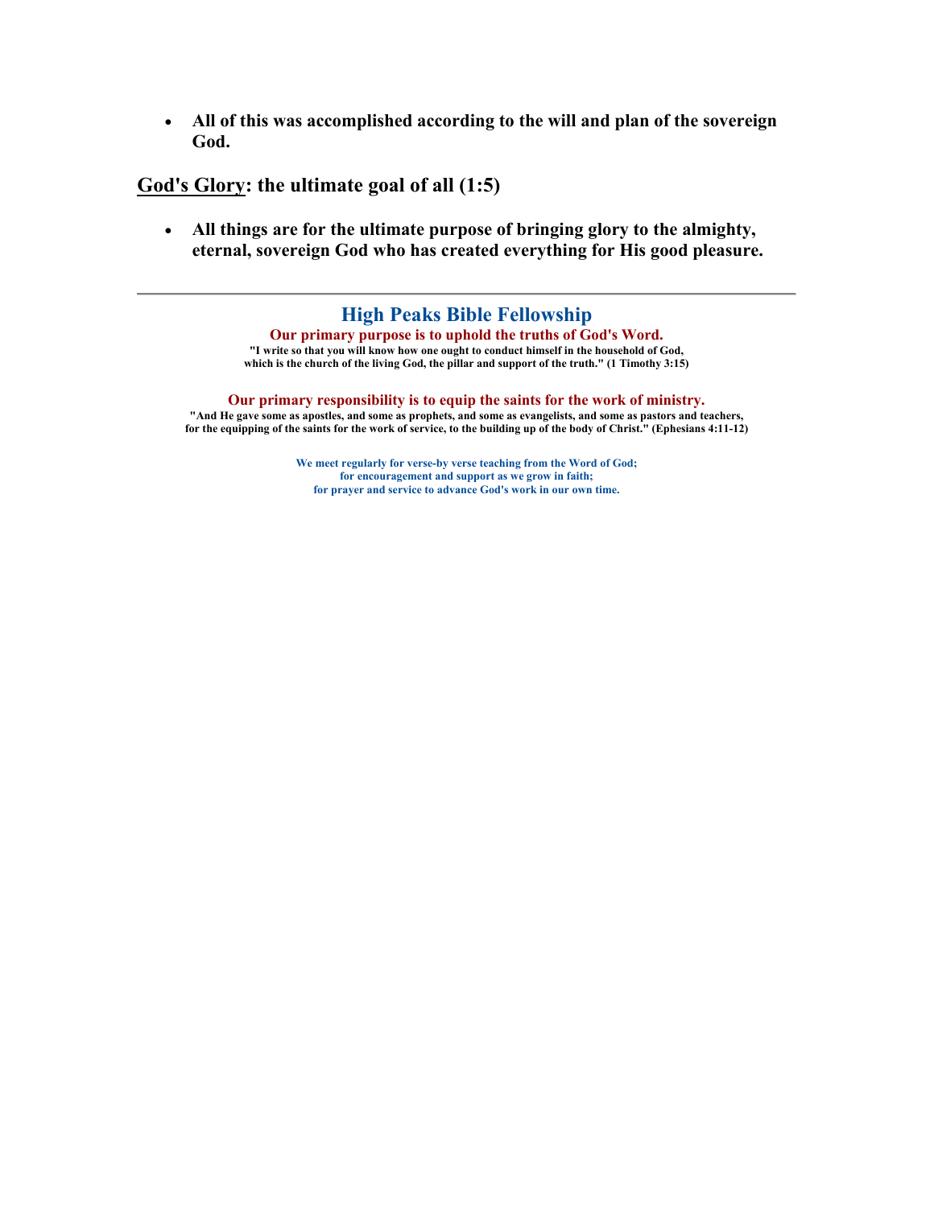- **All of this was accomplished according to the will and plan of the sovereign God.**

**<u>God's Glory</u>: the ultimate goal of all (1:5)**

- **All things are for the ultimate purpose of bringing glory to the almighty, eternal, sovereign God who has created everything for His good pleasure.**

---

## High Peaks Bible Fellowship

**Our primary purpose is to uphold the truths of God's Word.**

**"I write so that you will know how one ought to conduct himself in the household of God, which is the church of the living God, the pillar and support of the truth." (1 Timothy 3:15)**

**Our primary responsibility is to equip the saints for the work of ministry.**

**"And He gave some as apostles, and some as prophets, and some as evangelists, and some as pastors and teachers, for the equipping of the saints for the work of service, to the building up of the body of Christ." (Ephesians 4:11-12)**

**We meet regularly for verse-by verse teaching from the Word of God;
for encouragement and support as we grow in faith;
for prayer and service to advance God's work in our own time.**